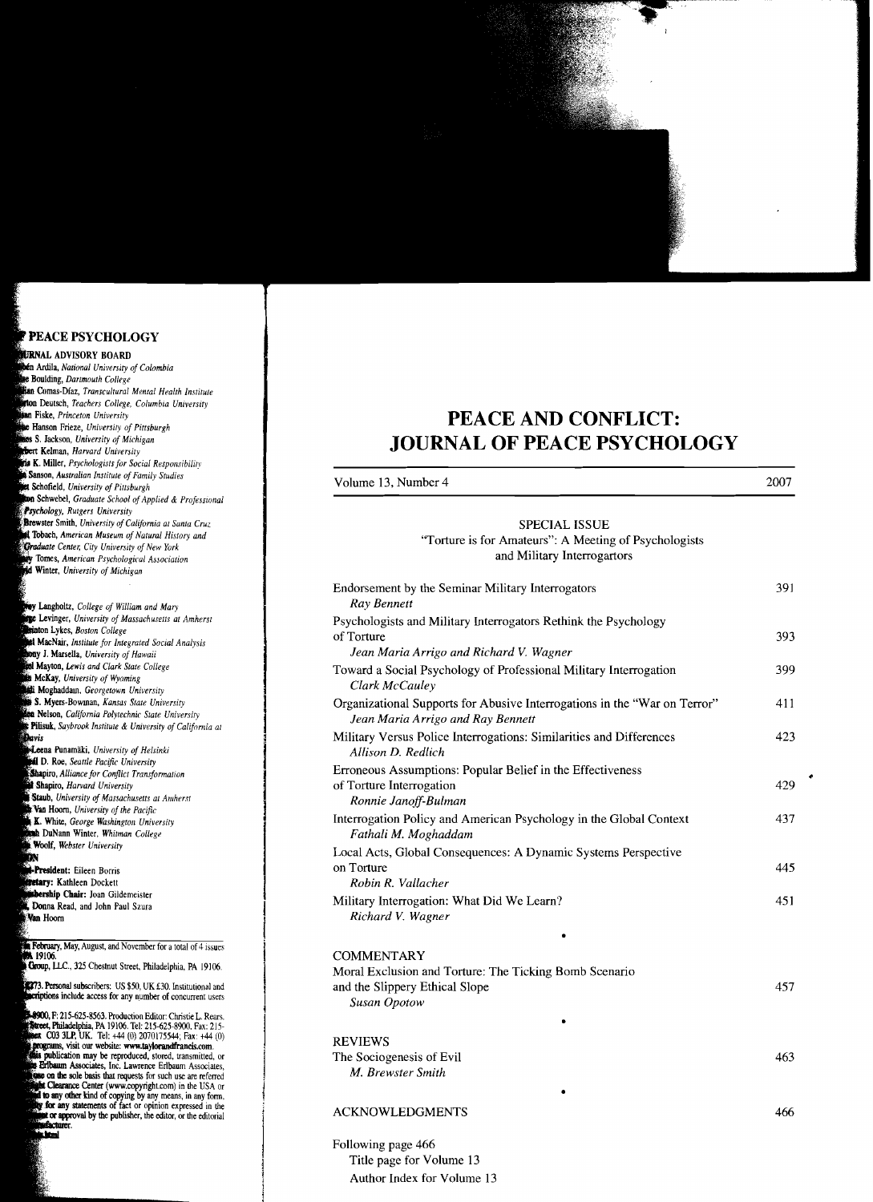# PEACE AND CONFLICT: JOURNAL OF PEACE PSYCHOLOGY

Volume 13, Number 4 — 2007

## SPECIAL ISSUE

"Torture is for Amateurs": A Meeting of Psychologists and Military Interrogartors

| | |
|---|---|
| Endorsement by the Seminar Military Interrogators<br>*Ray Bennett* | 391 |
| Psychologists and Military Interrogators Rethink the Psychology of Torture<br>*Jean Maria Arrigo and Richard V. Wagner* | 393 |
| Toward a Social Psychology of Professional Military Interrogation<br>*Clark McCauley* | 399 |
| Organizational Supports for Abusive Interrogations in the "War on Terror"<br>*Jean Maria Arrigo and Ray Bennett* | 411 |
| Military Versus Police Interrogations: Similarities and Differences<br>*Allison D. Redlich* | 423 |
| Erroneous Assumptions: Popular Belief in the Effectiveness of Torture Interrogation<br>*Ronnie Janoff-Bulman* | 429 |
| Interrogation Policy and American Psychology in the Global Context<br>*Fathali M. Moghaddam* | 437 |
| Local Acts, Global Consequences: A Dynamic Systems Perspective on Torture<br>*Robin R. Vallacher* | 445 |
| Military Interrogation: What Did We Learn?<br>*Richard V. Wagner* | 451 |

## COMMENTARY

| | |
|---|---|
| Moral Exclusion and Torture: The Ticking Bomb Scenario and the Slippery Ethical Slope<br>*Susan Opotow* | 457 |

## REVIEWS

| | |
|---|---|
| The Sociogenesis of Evil<br>*M. Brewster Smith* | 463 |

## ACKNOWLEDGMENTS — 466

Following page 466
- Title page for Volume 13
- Author Index for Volume 13

---

**PEACE PSYCHOLOGY**

**JOURNAL ADVISORY BOARD**

- Rubén Ardila, *National University of Colombia*
- Elise Boulding, *Dartmouth College*
- Adrian Comas-Díaz, *Transcultural Mental Health Institute*
- Morton Deutsch, *Teachers College, Columbia University*
- Susan Fiske, *Princeton University*
- Irene Hanson Frieze, *University of Pittsburgh*
- James S. Jackson, *University of Michigan*
- Herbert Kelman, *Harvard University*
- Doris K. Miller, *Psychologists for Social Responsibility*
- Ann Sanson, *Australian Institute of Family Studies*
- Janet Schofield, *University of Pittsburgh*
- Milton Schwebel, *Graduate School of Applied & Professional Psychology, Rutgers University*
- M. Brewster Smith, *University of California at Santa Cruz*
- Ethel Tobach, *American Museum of Natural History and Graduate Center, City University of New York*
- Henry Tomes, *American Psychological Association*
- David Winter, *University of Michigan*

- Harvey Langholtz, *College of William and Mary*
- George Levinger, *University of Massachusetts at Amherst*
- Brinton Lykes, *Boston College*
- Rachel MacNair, *Institute for Integrated Social Analysis*
- Anthony J. Marsella, *University of Hawaii*
- Daniel Mayton, *Lewis and Clark State College*
- Linda McKay, *University of Wyoming*
- Fathali Moghaddam, *Georgetown University*
- S. Myers-Bowman, *Kansas State University*
- Linden Nelson, *California Polytechnic State University*
- Pilisuk, *Saybrook Institute & University of California at Davis*
- Raija-Leena Punamäki, *University of Helsinki*
- Michael D. Roe, *Seattle Pacific University*
- Shapiro, *Alliance for Conflict Transformation*
- Daniel Shapiro, *Harvard University*
- Staub, *University of Massachusetts at Amherst*
- Van Hoorn, *University of the Pacific*
- K. White, *George Washington University*
- Deborah DuNann Winter, *Whitman College*
- Woolf, *Webster University*

- President: Eileen Borris
- Secretary: Kathleen Dockett
- Membership Chair: Joan Gildemeister
- Donna Read, and John Paul Szura
- Van Hoorn

... February, May, August, and November for a total of 4 issues ... 19106.
... Group, LLC., 325 Chestnut Street, Philadelphia, PA 19106.

...73. Personal subscribers: US $50, UK £30. Institutional and ...scriptions include access for any number of concurrent users

...8900, F: 215-625-8563. Production Editor: Christie L. Rears. ...Street, Philadelphia, PA 19106. Tel: 215-625-8900, Fax: 215-... C03 3LP, UK. Tel: +44 (0) 2070175544; Fax: +44 (0) ...programs, visit our website: www.taylorandfrancis.com. ...this publication may be reproduced, stored, transmitted, or ...Erlbaum Associates, Inc. Lawrence Erlbaum Associates, ...use on the sole basis that requests for such use are referred ...ght Clearance Center (www.copyright.com) in the USA or ...to any other kind of copying by any means, in any form. ...for any statements of fact or opinion expressed in the ...or approval by the publisher, the editor, or the editorial ...facturer. ...html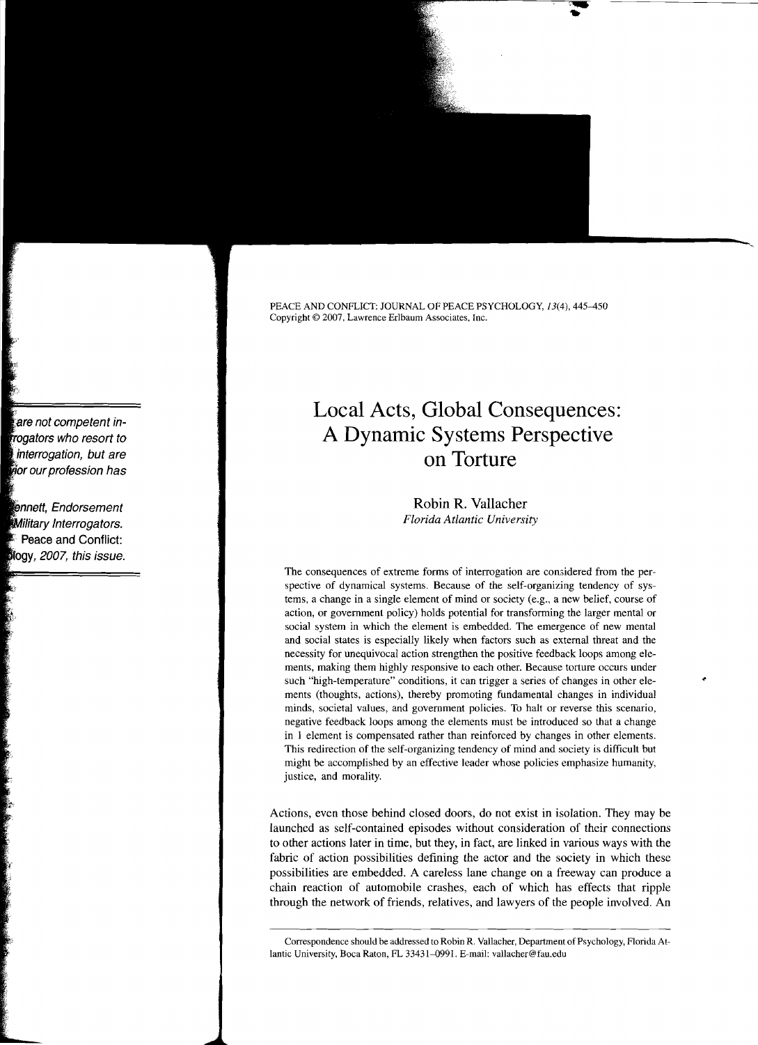# Local Acts, Global Consequences: A Dynamic Systems Perspective on Torture

Robin R. Vallacher
*Florida Atlantic University*

The consequences of extreme forms of interrogation are considered from the perspective of dynamical systems. Because of the self-organizing tendency of systems, a change in a single element of mind or society (e.g., a new belief, course of action, or government policy) holds potential for transforming the larger mental or social system in which the element is embedded. The emergence of new mental and social states is especially likely when factors such as external threat and the necessity for unequivocal action strengthen the positive feedback loops among elements, making them highly responsive to each other. Because torture occurs under such "high-temperature" conditions, it can trigger a series of changes in other elements (thoughts, actions), thereby promoting fundamental changes in individual minds, societal values, and government policies. To halt or reverse this scenario, negative feedback loops among the elements must be introduced so that a change in 1 element is compensated rather than reinforced by changes in other elements. This redirection of the self-organizing tendency of mind and society is difficult but might be accomplished by an effective leader whose policies emphasize humanity, justice, and morality.

Actions, even those behind closed doors, do not exist in isolation. They may be launched as self-contained episodes without consideration of their connections to other actions later in time, but they, in fact, are linked in various ways with the fabric of action possibilities defining the actor and the society in which these possibilities are embedded. A careless lane change on a freeway can produce a chain reaction of automobile crashes, each of which has effects that ripple through the network of friends, relatives, and lawyers of the people involved. An

Correspondence should be addressed to Robin R. Vallacher, Department of Psychology, Florida Atlantic University, Boca Raton, FL 33431–0991. E-mail: vallacher@fau.edu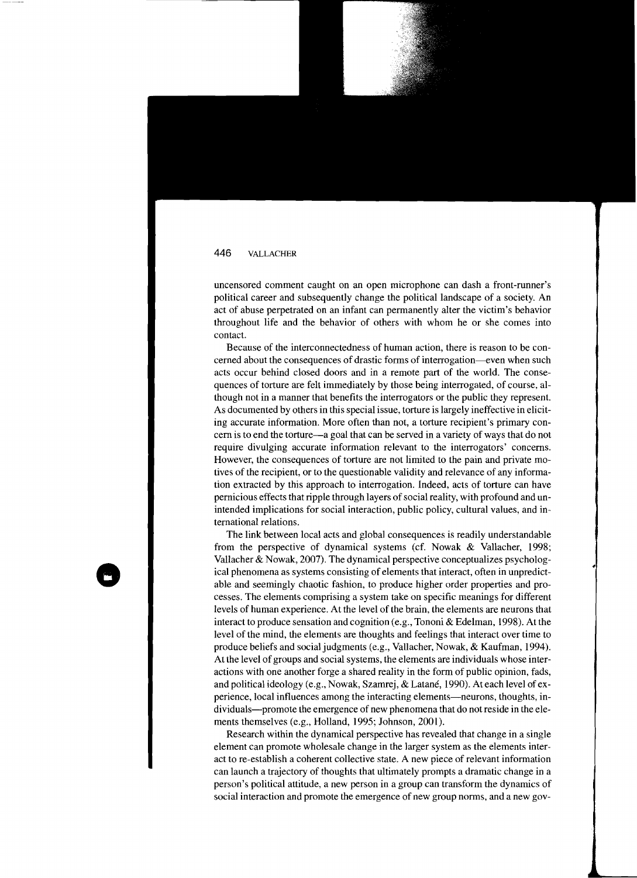uncensored comment caught on an open microphone can dash a front-runner's political career and subsequently change the political landscape of a society. An act of abuse perpetrated on an infant can permanently alter the victim's behavior throughout life and the behavior of others with whom he or she comes into contact.

Because of the interconnectedness of human action, there is reason to be concerned about the consequences of drastic forms of interrogation—even when such acts occur behind closed doors and in a remote part of the world. The consequences of torture are felt immediately by those being interrogated, of course, although not in a manner that benefits the interrogators or the public they represent. As documented by others in this special issue, torture is largely ineffective in eliciting accurate information. More often than not, a torture recipient's primary concern is to end the torture—a goal that can be served in a variety of ways that do not require divulging accurate information relevant to the interrogators' concerns. However, the consequences of torture are not limited to the pain and private motives of the recipient, or to the questionable validity and relevance of any information extracted by this approach to interrogation. Indeed, acts of torture can have pernicious effects that ripple through layers of social reality, with profound and unintended implications for social interaction, public policy, cultural values, and international relations.

The link between local acts and global consequences is readily understandable from the perspective of dynamical systems (cf. Nowak & Vallacher, 1998; Vallacher & Nowak, 2007). The dynamical perspective conceptualizes psychological phenomena as systems consisting of elements that interact, often in unpredictable and seemingly chaotic fashion, to produce higher order properties and processes. The elements comprising a system take on specific meanings for different levels of human experience. At the level of the brain, the elements are neurons that interact to produce sensation and cognition (e.g., Tononi & Edelman, 1998). At the level of the mind, the elements are thoughts and feelings that interact over time to produce beliefs and social judgments (e.g., Vallacher, Nowak, & Kaufman, 1994). At the level of groups and social systems, the elements are individuals whose interactions with one another forge a shared reality in the form of public opinion, fads, and political ideology (e.g., Nowak, Szamrej, & Latané, 1990). At each level of experience, local influences among the interacting elements—neurons, thoughts, individuals—promote the emergence of new phenomena that do not reside in the elements themselves (e.g., Holland, 1995; Johnson, 2001).

Research within the dynamical perspective has revealed that change in a single element can promote wholesale change in the larger system as the elements interact to re-establish a coherent collective state. A new piece of relevant information can launch a trajectory of thoughts that ultimately prompts a dramatic change in a person's political attitude, a new person in a group can transform the dynamics of social interaction and promote the emergence of new group norms, and a new gov-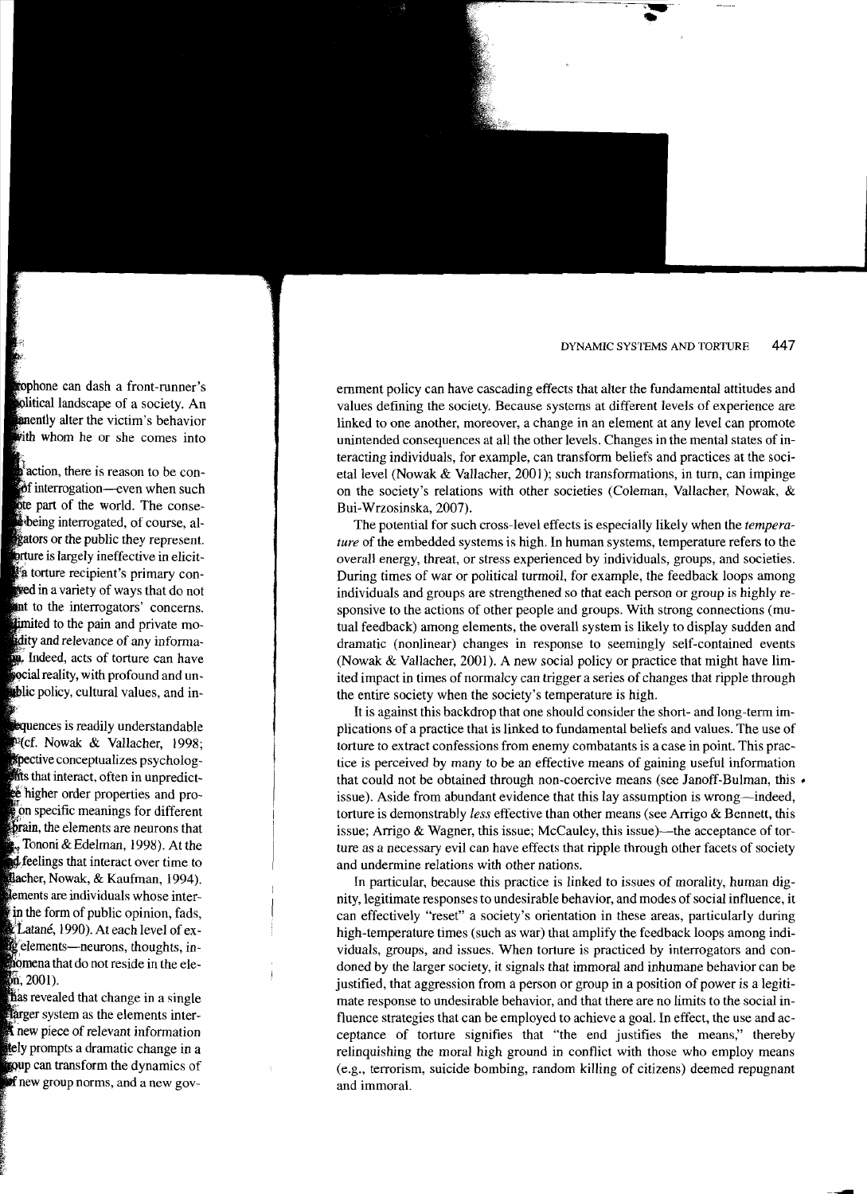ernment policy can have cascading effects that alter the fundamental attitudes and values defining the society. Because systems at different levels of experience are linked to one another, moreover, a change in an element at any level can promote unintended consequences at all the other levels. Changes in the mental states of interacting individuals, for example, can transform beliefs and practices at the societal level (Nowak & Vallacher, 2001); such transformations, in turn, can impinge on the society's relations with other societies (Coleman, Vallacher, Nowak, & Bui-Wrzosinska, 2007).

The potential for such cross-level effects is especially likely when the *temperature* of the embedded systems is high. In human systems, temperature refers to the overall energy, threat, or stress experienced by individuals, groups, and societies. During times of war or political turmoil, for example, the feedback loops among individuals and groups are strengthened so that each person or group is highly responsive to the actions of other people and groups. With strong connections (mutual feedback) among elements, the overall system is likely to display sudden and dramatic (nonlinear) changes in response to seemingly self-contained events (Nowak & Vallacher, 2001). A new social policy or practice that might have limited impact in times of normalcy can trigger a series of changes that ripple through the entire society when the society's temperature is high.

It is against this backdrop that one should consider the short- and long-term implications of a practice that is linked to fundamental beliefs and values. The use of torture to extract confessions from enemy combatants is a case in point. This practice is perceived by many to be an effective means of gaining useful information that could not be obtained through non-coercive means (see Janoff-Bulman, this issue). Aside from abundant evidence that this lay assumption is wrong—indeed, torture is demonstrably *less* effective than other means (see Arrigo & Bennett, this issue; Arrigo & Wagner, this issue; McCauley, this issue)—the acceptance of torture as a necessary evil can have effects that ripple through other facets of society and undermine relations with other nations.

In particular, because this practice is linked to issues of morality, human dignity, legitimate responses to undesirable behavior, and modes of social influence, it can effectively "reset" a society's orientation in these areas, particularly during high-temperature times (such as war) that amplify the feedback loops among individuals, groups, and issues. When torture is practiced by interrogators and condoned by the larger society, it signals that immoral and inhumane behavior can be justified, that aggression from a person or group in a position of power is a legitimate response to undesirable behavior, and that there are no limits to the social influence strategies that can be employed to achieve a goal. In effect, the use and acceptance of torture signifies that "the end justifies the means," thereby relinquishing the moral high ground in conflict with those who employ means (e.g., terrorism, suicide bombing, random killing of citizens) deemed repugnant and immoral.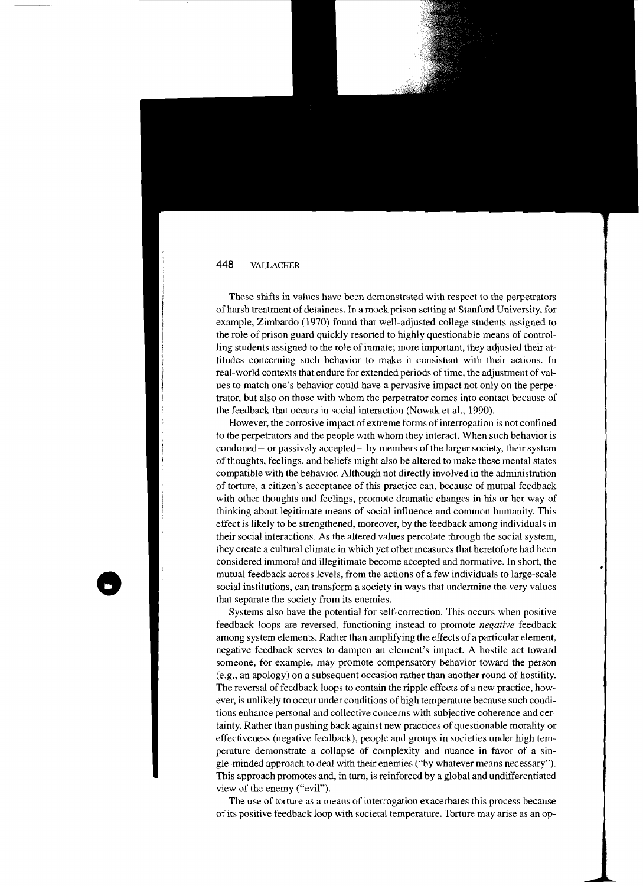These shifts in values have been demonstrated with respect to the perpetrators of harsh treatment of detainees. In a mock prison setting at Stanford University, for example, Zimbardo (1970) found that well-adjusted college students assigned to the role of prison guard quickly resorted to highly questionable means of controlling students assigned to the role of inmate; more important, they adjusted their attitudes concerning such behavior to make it consistent with their actions. In real-world contexts that endure for extended periods of time, the adjustment of values to match one's behavior could have a pervasive impact not only on the perpetrator, but also on those with whom the perpetrator comes into contact because of the feedback that occurs in social interaction (Nowak et al., 1990).

However, the corrosive impact of extreme forms of interrogation is not confined to the perpetrators and the people with whom they interact. When such behavior is condoned—or passively accepted—by members of the larger society, their system of thoughts, feelings, and beliefs might also be altered to make these mental states compatible with the behavior. Although not directly involved in the administration of torture, a citizen's acceptance of this practice can, because of mutual feedback with other thoughts and feelings, promote dramatic changes in his or her way of thinking about legitimate means of social influence and common humanity. This effect is likely to be strengthened, moreover, by the feedback among individuals in their social interactions. As the altered values percolate through the social system, they create a cultural climate in which yet other measures that heretofore had been considered immoral and illegitimate become accepted and normative. In short, the mutual feedback across levels, from the actions of a few individuals to large-scale social institutions, can transform a society in ways that undermine the very values that separate the society from its enemies.

Systems also have the potential for self-correction. This occurs when positive feedback loops are reversed, functioning instead to promote *negative* feedback among system elements. Rather than amplifying the effects of a particular element, negative feedback serves to dampen an element's impact. A hostile act toward someone, for example, may promote compensatory behavior toward the person (e.g., an apology) on a subsequent occasion rather than another round of hostility. The reversal of feedback loops to contain the ripple effects of a new practice, however, is unlikely to occur under conditions of high temperature because such conditions enhance personal and collective concerns with subjective coherence and certainty. Rather than pushing back against new practices of questionable morality or effectiveness (negative feedback), people and groups in societies under high temperature demonstrate a collapse of complexity and nuance in favor of a single-minded approach to deal with their enemies ("by whatever means necessary"). This approach promotes and, in turn, is reinforced by a global and undifferentiated view of the enemy ("evil").

The use of torture as a means of interrogation exacerbates this process because of its positive feedback loop with societal temperature. Torture may arise as an op-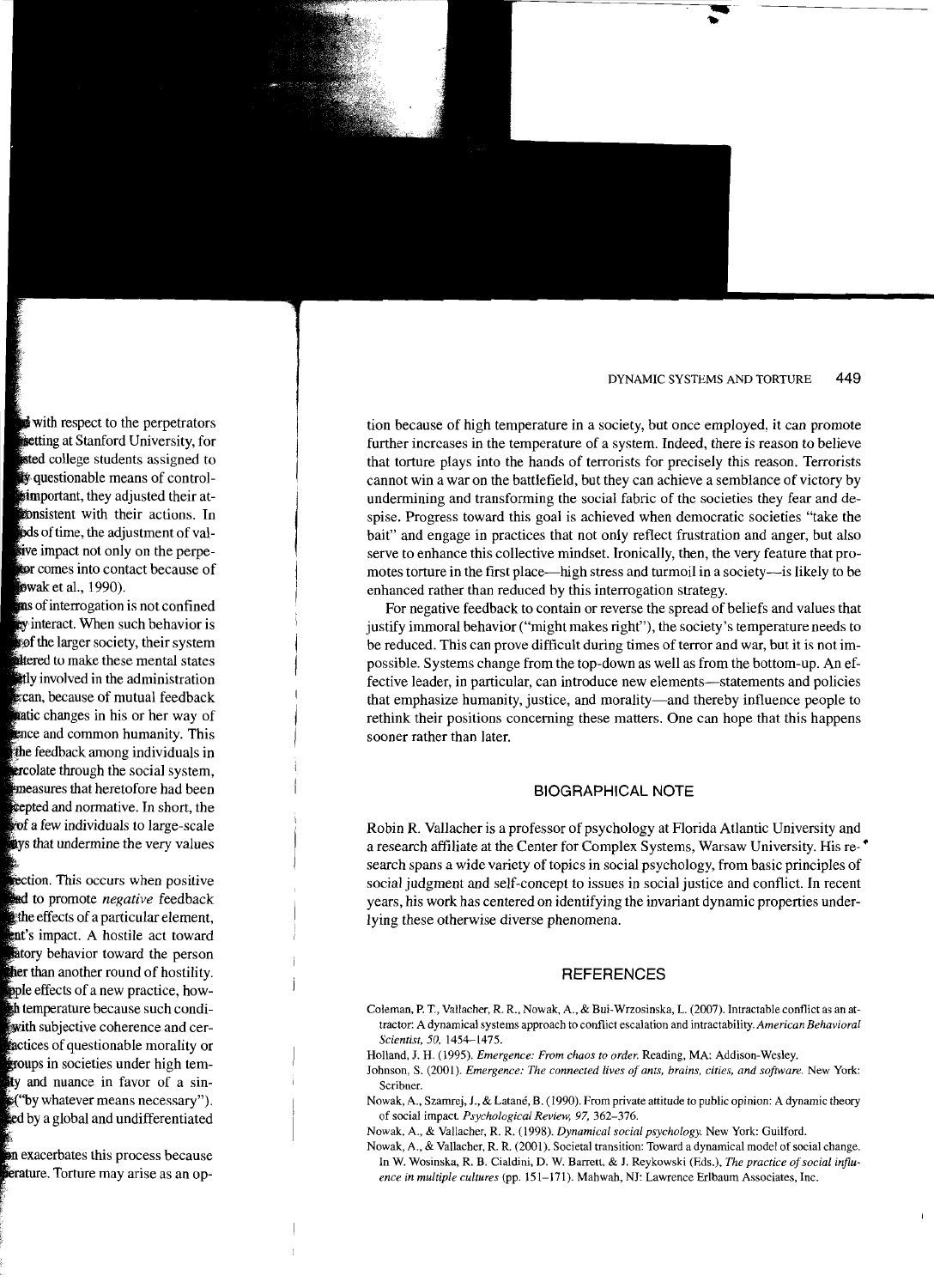tion because of high temperature in a society, but once employed, it can promote further increases in the temperature of a system. Indeed, there is reason to believe that torture plays into the hands of terrorists for precisely this reason. Terrorists cannot win a war on the battlefield, but they can achieve a semblance of victory by undermining and transforming the social fabric of the societies they fear and despise. Progress toward this goal is achieved when democratic societies "take the bait" and engage in practices that not only reflect frustration and anger, but also serve to enhance this collective mindset. Ironically, then, the very feature that promotes torture in the first place—high stress and turmoil in a society—is likely to be enhanced rather than reduced by this interrogation strategy.

For negative feedback to contain or reverse the spread of beliefs and values that justify immoral behavior ("might makes right"), the society's temperature needs to be reduced. This can prove difficult during times of terror and war, but it is not impossible. Systems change from the top-down as well as from the bottom-up. An effective leader, in particular, can introduce new elements—statements and policies that emphasize humanity, justice, and morality—and thereby influence people to rethink their positions concerning these matters. One can hope that this happens sooner rather than later.

## BIOGRAPHICAL NOTE

Robin R. Vallacher is a professor of psychology at Florida Atlantic University and a research affiliate at the Center for Complex Systems, Warsaw University. His research spans a wide variety of topics in social psychology, from basic principles of social judgment and self-concept to issues in social justice and conflict. In recent years, his work has centered on identifying the invariant dynamic properties underlying these otherwise diverse phenomena.

## REFERENCES

Coleman, P. T., Vallacher, R. R., Nowak, A., & Bui-Wrzosinska, L. (2007). Intractable conflict as an attractor: A dynamical systems approach to conflict escalation and intractability. *American Behavioral Scientist, 50,* 1454–1475.

Holland, J. H. (1995). *Emergence: From chaos to order.* Reading, MA: Addison-Wesley.

Johnson, S. (2001). *Emergence: The connected lives of ants, brains, cities, and software.* New York: Scribner.

Nowak, A., Szamrej, J., & Latané, B. (1990). From private attitude to public opinion: A dynamic theory of social impact. *Psychological Review, 97,* 362–376.

Nowak, A., & Vallacher, R. R. (1998). *Dynamical social psychology.* New York: Guilford.

Nowak, A., & Vallacher, R. R. (2001). Societal transition: Toward a dynamical model of social change. In W. Wosinska, R. B. Cialdini, D. W. Barrett, & J. Reykowski (Eds.), *The practice of social influence in multiple cultures* (pp. 151–171). Mahwah, NJ: Lawrence Erlbaum Associates, Inc.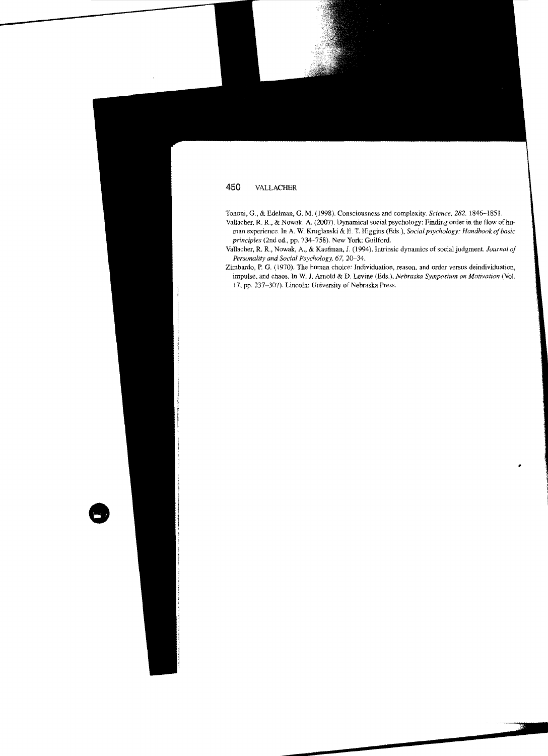Tononi, G., & Edelman, G. M. (1998). Consciousness and complexity. *Science, 282*, 1846–1851.

Vallacher, R. R., & Nowak, A. (2007). Dynamical social psychology: Finding order in the flow of human experience. In A. W. Kruglanski & E. T. Higgins (Eds.), *Social psychology: Handbook of basic principles* (2nd ed., pp. 734–758). New York: Guilford.

Vallacher, R. R., Nowak, A., & Kaufman, J. (1994). Intrinsic dynamics of social judgment. *Journal of Personality and Social Psychology, 67*, 20–34.

Zimbardo, P. G. (1970). The human choice: Individuation, reason, and order versus deindividuation, impulse, and chaos. In W. J. Arnold & D. Levine (Eds.), *Nebraska Symposium on Motivation* (Vol. 17, pp. 237–307). Lincoln: University of Nebraska Press.